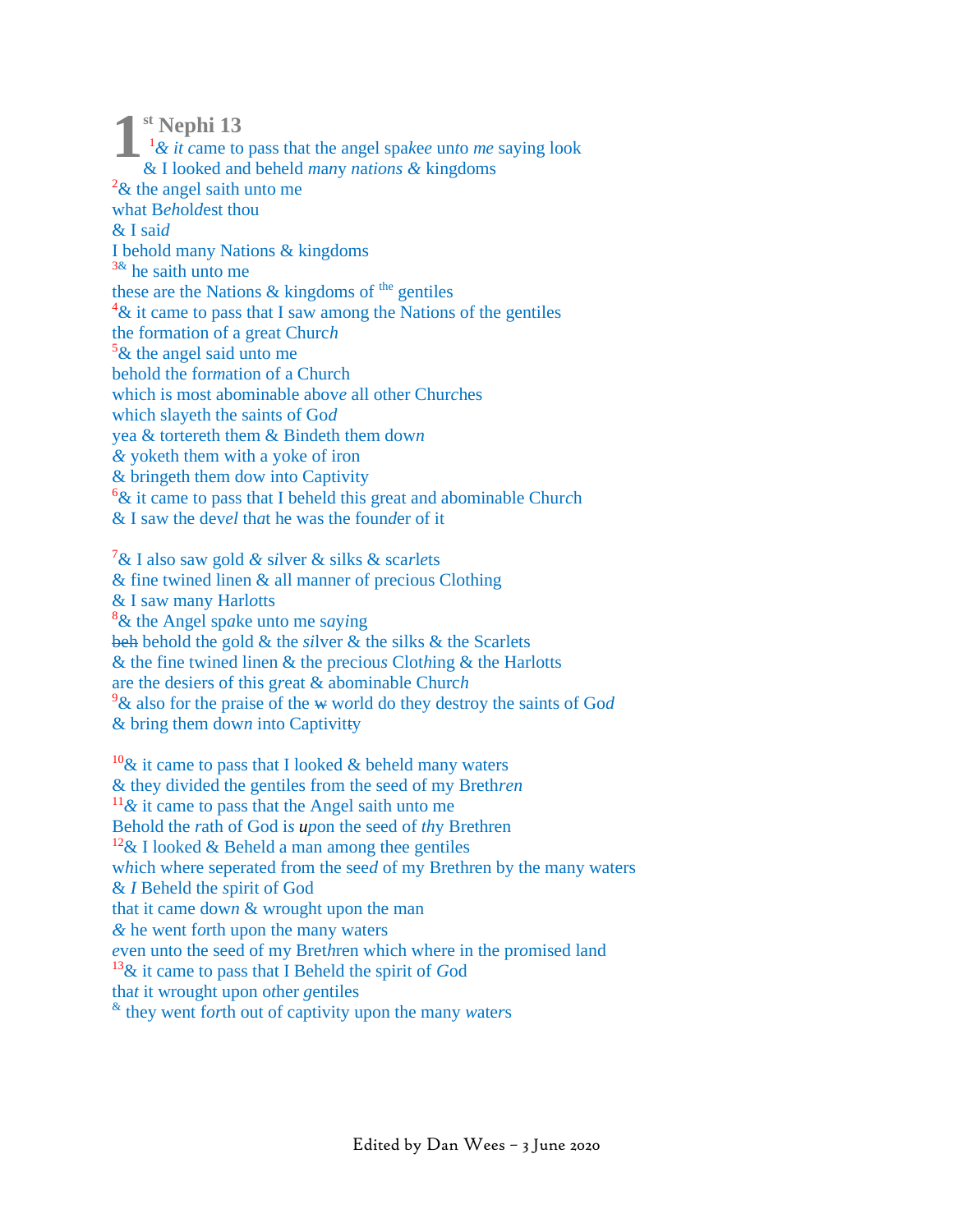# 1st Nephi 13

[1]& it came to pass that the angel spakee unto me saying look
& I looked and beheld many nations & kingdoms
[2]& the angel saith unto me
what Beholdest thou
& I said
I behold many Nations & kingdoms
[3]& he saith unto me
these are the Nations & kingdoms of the gentiles
[4]& it came to pass that I saw among the Nations of the gentiles
the formation of a great Church
[5]& the angel said unto me
behold the formation of a Church
which is most abominable above all other Churches
which slayeth the saints of God
yea & tortereth them & Bindeth them down
& yoketh them with a yoke of iron
& bringeth them dow into Captivity
[6]& it came to pass that I beheld this great and abominable Church
& I saw the devel that he was the founder of it

[7]& I also saw gold & silver & silks & scarlets
& fine twined linen & all manner of precious Clothing
& I saw many Harlotts
[8]& the Angel spake unto me saying
~~beh~~ behold the gold & the silver & the silks & the Scarlets
& the fine twined linen & the precious Clothing & the Harlotts
are the desiers of this great & abominable Church
[9]& also for the praise of the ~~w~~ world do they destroy the saints of God
& bring them down into Captivitty

[10]& it came to pass that I looked & beheld many waters
& they divided the gentiles from the seed of my Brethren
[11]& it came to pass that the Angel saith unto me
Behold the rath of God is upon the seed of thy Brethren
[12]& I looked & Beheld a man among thee gentiles
which where seperated from the seed of my Brethren by the many waters
& I Beheld the spirit of God
that it came down & wrought upon the man
& he went forth upon the many waters
even unto the seed of my Brethren which where in the promised land
[13]& it came to pass that I Beheld the spirit of God
that it wrought upon other gentiles
& they went forth out of captivity upon the many waters

Edited by Dan Wees – 3 June 2020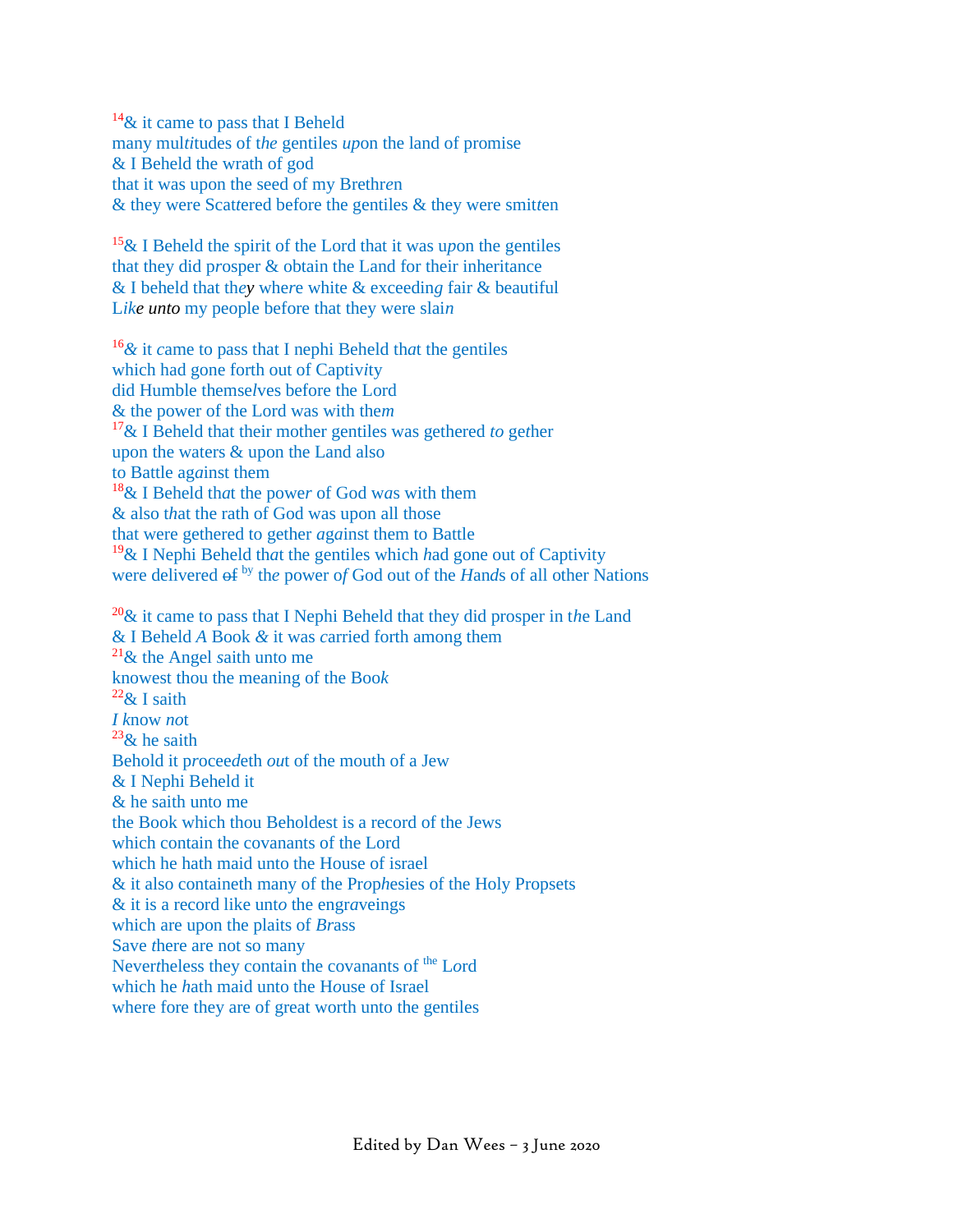[14]& it came to pass that I Beheld
many mul*ti*tudes of t*he* gentiles *up*on the land of promise
& I Beheld the wrath of god
that it was upon the seed of my Brethr*e*n
& they were Scat*t*ered before the gentiles & they were smit*t*en

[15]& I Beheld the spirit of the Lord that it was u*p*on the gentiles
that they did prosper & obtain the Land for their inheritance
& I beheld that the*y* whe*r*e white & exceedin*g* fair & beautiful
L*ik*e *unto* my people before that they were slai*n*

[16]*&* it *c*ame to pass that I nephi Beheld th*a*t the gentiles
which had gone forth out of Captivity
did Humble themse*l*ves before the Lord
& the power of the Lord was with the*m*
[17]& I Beheld that their mother gentiles was gethered *to* ge*t*her
upon the waters & upon the Land also
to Battle ag*a*inst them
[18]& I Beheld th*a*t the powe*r* of God w*a*s with them
& also *t*hat the rath of God was upon all those
that were gethered to gether *aga*inst them to Battle
[19]& I Nephi Beheld th*a*t the gentiles which *h*ad gone out of Captivity
were delivered ~~of~~ by th*e* power o*f* God out of the *H*an*d*s of all other Nations

[20]& it came to pass that I Nephi Beheld that they did prosper in t*he* Land
& I Beheld *A* Book *&* it was *c*arried forth among them
[21]& the Angel *s*aith unto me
knowest thou the meaning of the Boo*k*
[22]& I saith
*I* know *no*t
[23]& he saith
Behold it p*r*ocee*d*eth *ou*t of the mouth of a Jew
& I Nephi Beheld it
& he saith unto me
the Book which thou Beholdest is a record of the Jews
which contain the covanants of the Lord
which he hath maid unto the House of israel
& it also containeth many of the Pro*p*hesies of the Holy Propsets
& it is a record like unt*o* the engr*a*veings
which are upon the plaits of *Br*ass
Save *t*here are not so many
Never*t*heless they contain the covanants of the Lord
which he *h*ath maid unto the House of Israel
where fore they are of great worth unto the gentiles

Edited by Dan Wees – 3 June 2020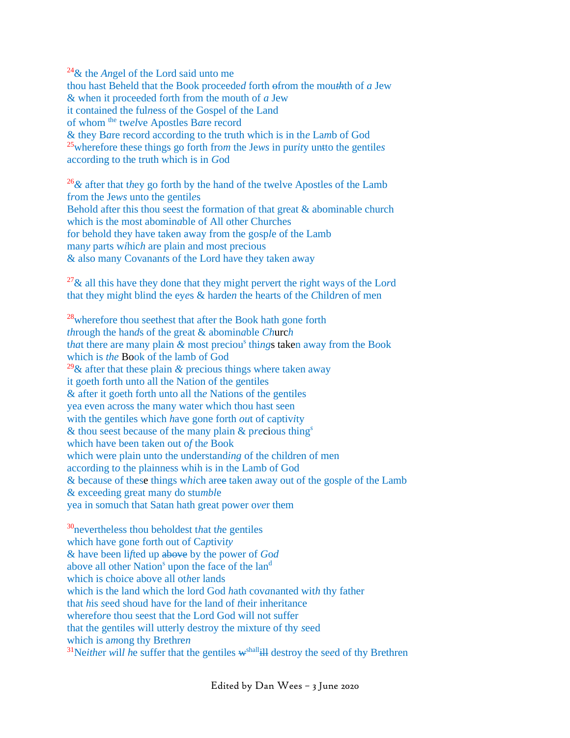[24]& the *An*gel of the Lord said unto me
thou hast Beheld that the Book proceede*d* forth ~~o~~from the mou*th*th of *a* Jew
& when it proceeded forth from the mouth of *a* Jew
it contained the ful*n*ess of the Gospel of the Land
of whom [the] tw*el*ve Apostles B*a*re record
& they B*a*re record according to the truth which is in th*e* La*m*b of God
[25]wherefore these things go forth fro*m* the Je*ws* in pur*it*y un~~t~~to the gentile*s*
according to the truth which is in *G*od

[26]*&* after that t*h*ey go forth by the hand of the twelve Apostles of the Lamb
*f*rom the Je*ws* unto the gentil*e*s
Behold after this thou seest the formation of that great & abominable church
which is the most abomin*a*ble of All other Churches
for behold they have taken away from the gosp*le* of the Lamb
man*y* parts w*i*hic*h* are plain and m*o*st precious
& also many Covanan*ts* of the Lord ha*v*e they taken away

[27]& all this have they done that they might per*v*ert the ri*g*ht ways of the Lo*r*d
that they mi*g*ht blind the ey*es* & harde*n* the hearts of the *C*hild*r*en of men

[28]wherefore thou seethest that after the Book hath gone forth
*th*rough the han*d*s of the great & abomin*a*ble *Ch*urc*h*
t*ha*t there are many plain *&* most preciou[s] thi*ng*s taken away from the Book
which is *the* Book of the lamb of God
[29]& after that these plain *&* precious things where taken away
it g*o*eth forth unto all the Nation of the gentiles
& after it g*o*eth forth unto all th*e* Nations of the gentiles
yea even across the many water which thou hast seen
with the gentiles which *h*ave gone forth *ou*t of captiv*i*ty
& thou seest because of the many plain & p*re*cious thing[s]
which have been taken out *of* th*e* Book
which were plain unto the understand*ing* of the children of men
according t*o* the plainness whih is in the Lamb of God
& because of these things w*hi*ch are~~e~~ taken away out of the gospl*e* of the Lamb
& exceeding great many do stu*mble*
yea in somuch that Satan hath great power o*ve*r them

[30]nevertheless thou beholdest t*ha*t t*h*e gentiles
which have gone forth out of Ca*p*tivit*y*
& have been li*f*ted up ~~above~~ by the power of *God*
above all other Nation[s] upon the face of the lan[d]
which is choi*c*e above all ot*h*er lands
which is the land which the lord God *h*ath cov*a*nanted wit*h* thy father
that *h*is *s*eed shoud have for the land of *t*heir inheritance
wherefo*r*e thou seest that the Lord God will not suffer
that the gentiles will utterly destroy the mixture of thy *s*eed
which is a*m*ong thy Brethre*n*
[31]Ne*ithe*r *will h*e suffer that the gentiles ~~w~~[shall]~~ill~~ destroy the se*e*d of thy Brethren

Edited by Dan Wees – 3 June 2020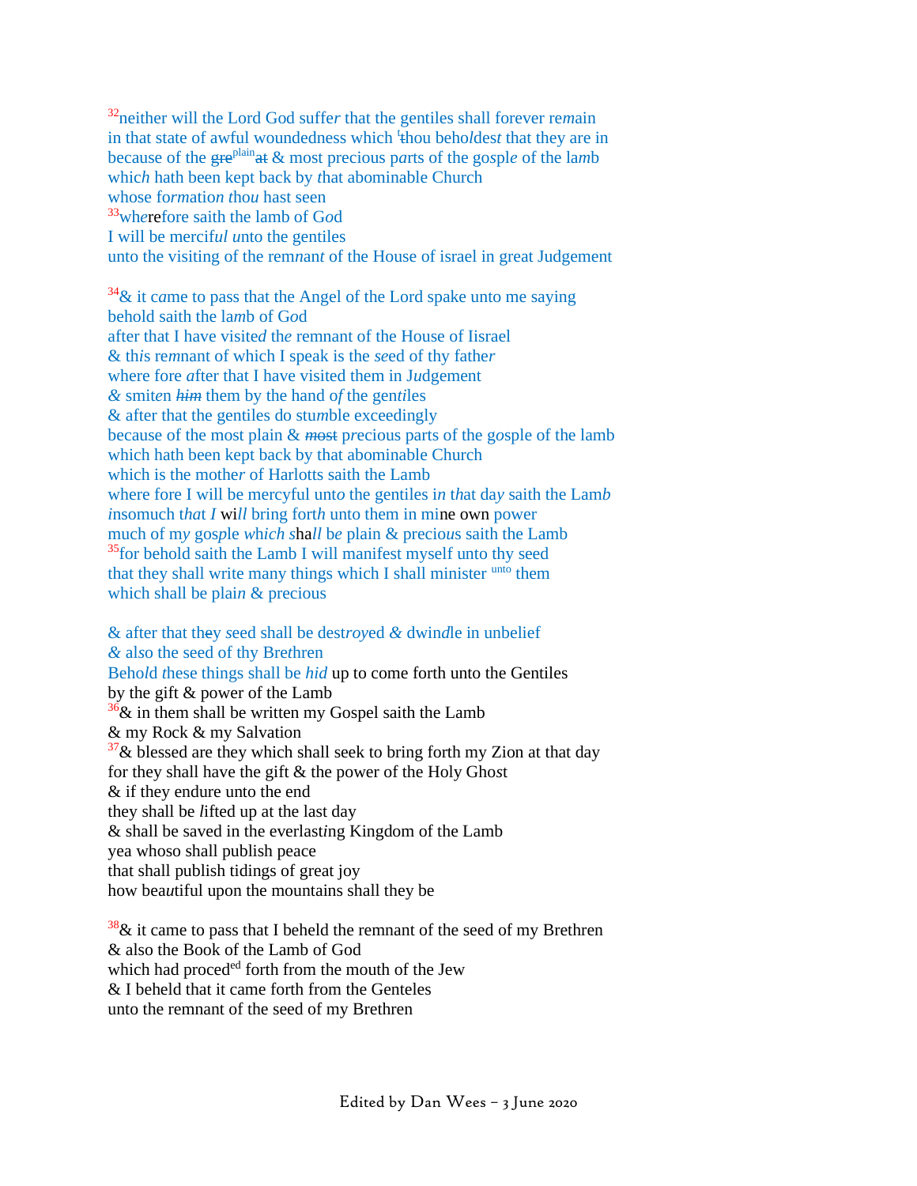[32]neither will the Lord God suffe*r* that the gentiles shall forever re*m*ain
in that state of awful woundedness which [t]~~t~~hou beho*l*des*t* that they are in
because of the ~~gre~~[plain]~~at~~ & most precious p*a*rts of the gos*p*l*e* of the la*m*b
whic*h* hath been kept back by *t*hat abominable Church
whose fo*rm*atio*n t*ho*u* hast seen
[33]wh*e*refore saith the lamb of G*o*d
I will be mercif*ul u*nto the gentiles
unto the visiting of the rem*nant* of the House of israel in great Judgement

[34]& it c*a*me to pass that the Angel of the Lord spake unto me saying
behold saith the la*m*b of G*o*d
after that I have visite*d* th*e* remnant of the House of Iisrael
& th*i*s re*m*nant of which I speak is the *se*ed of thy fathe*r*
where fore *a*fter that I have visited them in J*u*dgement
*&* smit*e*n ~~*him*~~ them by the hand *of* the gen*t*iles
& after that the gentiles do stu*m*ble exceedingly
because of the most plain & ~~*most*~~ precious parts of the g*o*sple of the lamb
which hath been kept back by that abominable Church
which is the mothe*r* of Harlotts saith the Lamb
where fore I will be mercyful unt*o* the gentiles i*n t*hat da*y* saith the Lam*b*
*i*nsomuch t*hat I* wi*ll* bring fort*h* unto them in mine own power
much of m*y* gos*p*le *which s*ha*ll* b*e* plain & preci*o*us saith the Lamb
[35]for behold saith the Lamb I will manifest myself unto thy seed
that they shall write many things which I shall minister [unto] them
which shall be plai*n* & precious

& after that th~~e~~y *s*eed shall be des*troy*ed *&* dwin*d*le in unbelief
*&* al*s*o the seed of thy Bre*t*hren
Beho*ld t*hese things shall be *hid* up to come forth unto the Gentiles
by the gift & power of the Lamb
[36]& in them shall be written my Gospel saith the Lamb
& my Rock & my Salvation
[37]& blessed are they which shall seek to bring forth my Zion at that day
for they shall have the gift & the power of the Holy Gh*o*st
& if they endure unto the end
they shall be *l*ifted up at the last day
& shall be saved in the everlast*i*ng Kingdom of the Lamb
yea whoso shall publish peace
that shall publish tidings of great joy
how bea*u*tiful upon the mountains shall they be

[38]& it came to pass that I beheld the remnant of the seed of my Brethren
& also the Book of the Lamb of God
which had proced[ed] forth from the mouth of the Jew
& I beheld that it came forth from the Genteles
unto the remnant of the seed of my Brethren

Edited by Dan Wees – 3 June 2020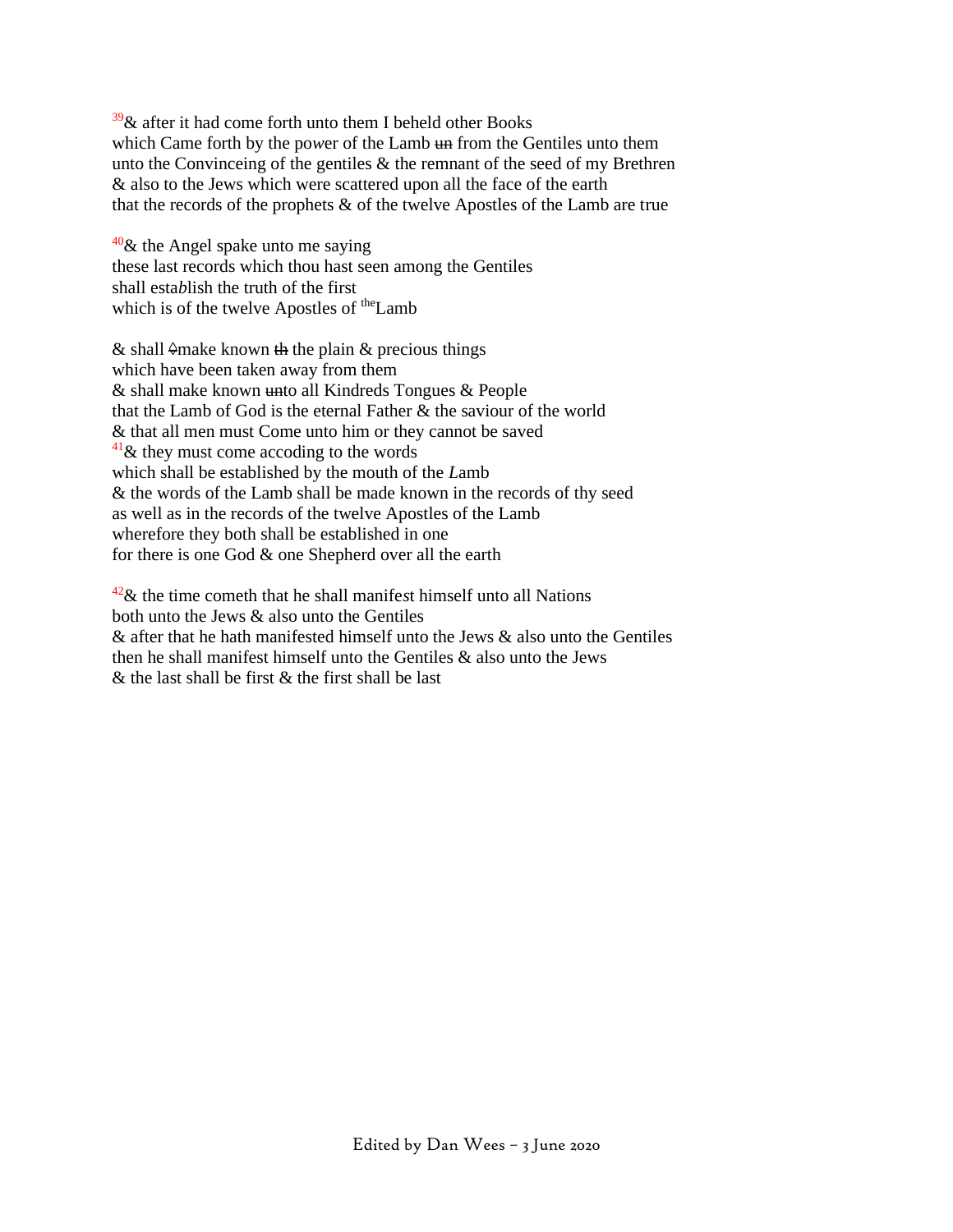[39]& after it had come forth unto them I beheld other Books
which Came forth by the po*w*er of the Lamb ~~un~~ from the Gentiles unto them
unto the Convinceing of the gentiles & the remnant of the seed of my Brethren
& also to the Jews which were scattered upon all the face of the earth
that the records of the prophets & of the twelve Apostles of the Lamb are true

[40]& the Angel spake unto me saying
these last records which thou hast seen among the Gentiles
shall esta*b*lish the truth of the first
which is of the twelve Apostles of [the]Lamb

& shall ^make known ~~th~~ the plain & precious things
which have been taken away from them
& shall make known ~~un~~to all Kindreds Tongues & People
that the Lamb of God is the eternal Father & the saviour of the world
& that all men must Come unto him or they cannot be saved
[41]& they must come accoding to the words
which shall be established by the mouth of the *L*amb
& the words of the Lamb shall be made known in the records of thy seed
as well as in the records of the twelve Apostles of the Lamb
wherefore they both shall be established in one
for there is one God & one Shepherd over all the earth

[42]& the time cometh that he shall manife*s*t himself unto all Nations
both unto the Jews & also unto the Gentiles
& after that he hath manifested himself unto the Jews & also unto the Gentiles
then he shall manifest himself unto the Gentiles & also unto the Jews
& the last shall be first & the first shall be last

Edited by Dan Wees – 3 June 2020